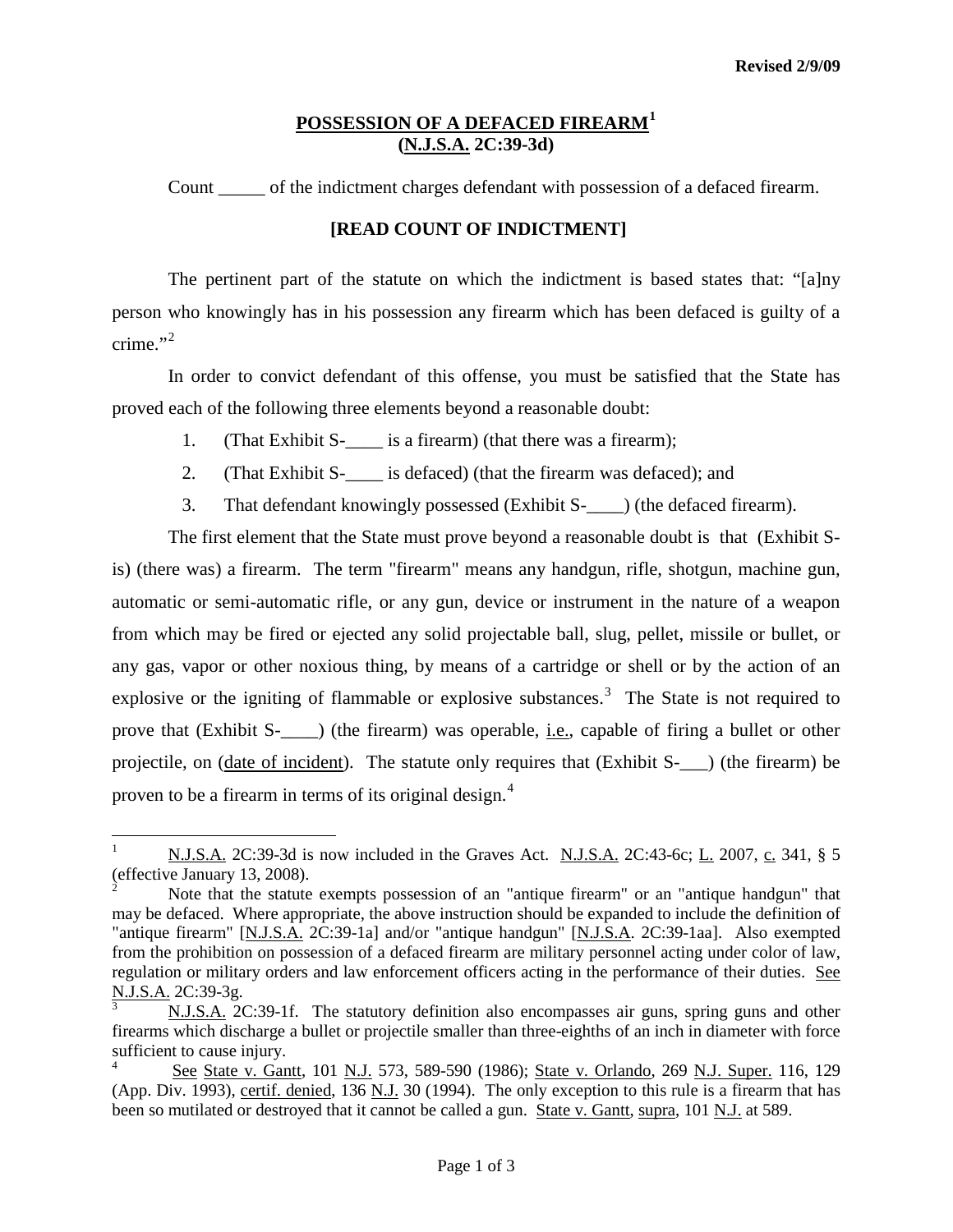Revised 2/9/09

# POSSESSION OF A DEFACED FIREARM[1]
## (N.J.S.A. 2C:39-3d)

Count _____ of the indictment charges defendant with possession of a defaced firearm.

**[READ COUNT OF INDICTMENT]**

The pertinent part of the statute on which the indictment is based states that: "[a]ny person who knowingly has in his possession any firearm which has been defaced is guilty of a crime."[2]

In order to convict defendant of this offense, you must be satisfied that the State has proved each of the following three elements beyond a reasonable doubt:

1. (That Exhibit S-____ is a firearm) (that there was a firearm);
2. (That Exhibit S-____ is defaced) (that the firearm was defaced); and
3. That defendant knowingly possessed (Exhibit S-____) (the defaced firearm).

The first element that the State must prove beyond a reasonable doubt is that (Exhibit S-is) (there was) a firearm. The term "firearm" means any handgun, rifle, shotgun, machine gun, automatic or semi-automatic rifle, or any gun, device or instrument in the nature of a weapon from which may be fired or ejected any solid projectable ball, slug, pellet, missile or bullet, or any gas, vapor or other noxious thing, by means of a cartridge or shell or by the action of an explosive or the igniting of flammable or explosive substances.[3] The State is not required to prove that (Exhibit S-____) (the firearm) was operable, i.e., capable of firing a bullet or other projectile, on (date of incident). The statute only requires that (Exhibit S-___) (the firearm) be proven to be a firearm in terms of its original design.[4]

---

[1] N.J.S.A. 2C:39-3d is now included in the Graves Act. N.J.S.A. 2C:43-6c; L. 2007, c. 341, § 5 (effective January 13, 2008).

[2] Note that the statute exempts possession of an "antique firearm" or an "antique handgun" that may be defaced. Where appropriate, the above instruction should be expanded to include the definition of "antique firearm" [N.J.S.A. 2C:39-1a] and/or "antique handgun" [N.J.S.A. 2C:39-1aa]. Also exempted from the prohibition on possession of a defaced firearm are military personnel acting under color of law, regulation or military orders and law enforcement officers acting in the performance of their duties. See N.J.S.A. 2C:39-3g.

[3] N.J.S.A. 2C:39-1f. The statutory definition also encompasses air guns, spring guns and other firearms which discharge a bullet or projectile smaller than three-eighths of an inch in diameter with force sufficient to cause injury.

[4] See State v. Gantt, 101 N.J. 573, 589-590 (1986); State v. Orlando, 269 N.J. Super. 116, 129 (App. Div. 1993), certif. denied, 136 N.J. 30 (1994). The only exception to this rule is a firearm that has been so mutilated or destroyed that it cannot be called a gun. State v. Gantt, supra, 101 N.J. at 589.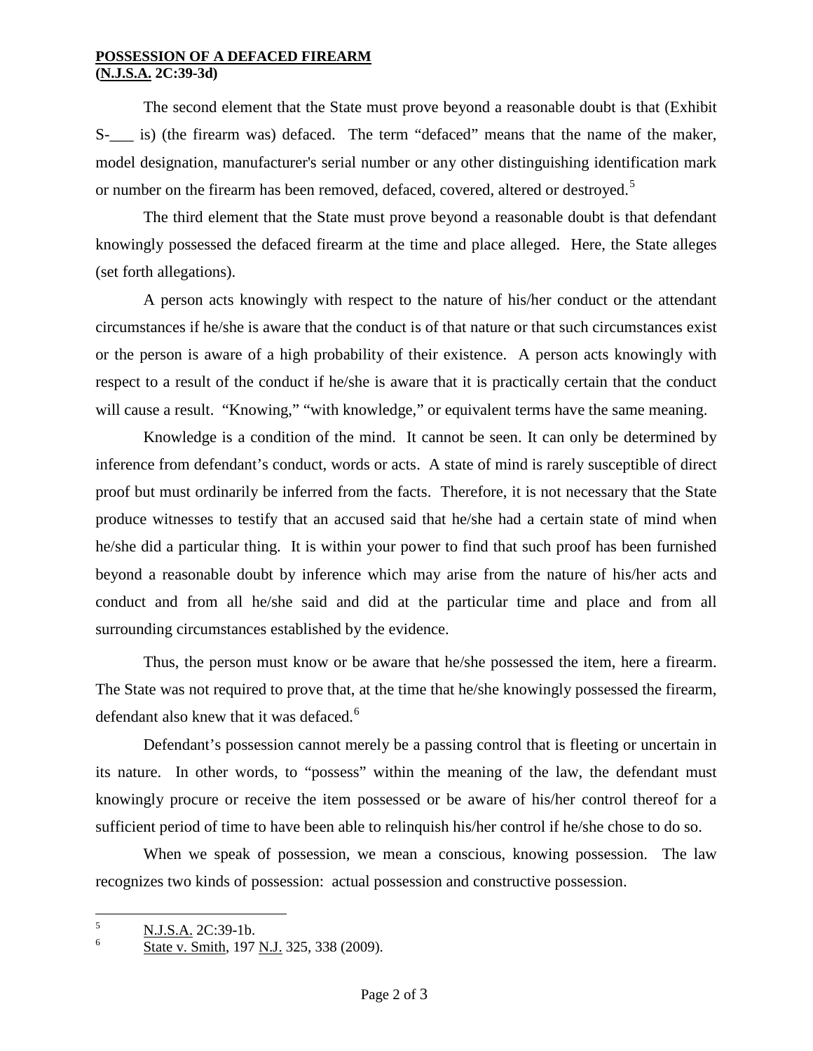**POSSESSION OF A DEFACED FIREARM**
**(N.J.S.A. 2C:39-3d)**

The second element that the State must prove beyond a reasonable doubt is that (Exhibit S-___ is) (the firearm was) defaced. The term "defaced" means that the name of the maker, model designation, manufacturer's serial number or any other distinguishing identification mark or number on the firearm has been removed, defaced, covered, altered or destroyed.[5]

The third element that the State must prove beyond a reasonable doubt is that defendant knowingly possessed the defaced firearm at the time and place alleged. Here, the State alleges (set forth allegations).

A person acts knowingly with respect to the nature of his/her conduct or the attendant circumstances if he/she is aware that the conduct is of that nature or that such circumstances exist or the person is aware of a high probability of their existence. A person acts knowingly with respect to a result of the conduct if he/she is aware that it is practically certain that the conduct will cause a result. "Knowing," "with knowledge," or equivalent terms have the same meaning.

Knowledge is a condition of the mind. It cannot be seen. It can only be determined by inference from defendant's conduct, words or acts. A state of mind is rarely susceptible of direct proof but must ordinarily be inferred from the facts. Therefore, it is not necessary that the State produce witnesses to testify that an accused said that he/she had a certain state of mind when he/she did a particular thing. It is within your power to find that such proof has been furnished beyond a reasonable doubt by inference which may arise from the nature of his/her acts and conduct and from all he/she said and did at the particular time and place and from all surrounding circumstances established by the evidence.

Thus, the person must know or be aware that he/she possessed the item, here a firearm. The State was not required to prove that, at the time that he/she knowingly possessed the firearm, defendant also knew that it was defaced.[6]

Defendant's possession cannot merely be a passing control that is fleeting or uncertain in its nature. In other words, to "possess" within the meaning of the law, the defendant must knowingly procure or receive the item possessed or be aware of his/her control thereof for a sufficient period of time to have been able to relinquish his/her control if he/she chose to do so.

When we speak of possession, we mean a conscious, knowing possession. The law recognizes two kinds of possession: actual possession and constructive possession.

---

[5] N.J.S.A. 2C:39-1b.

[6] State v. Smith, 197 N.J. 325, 338 (2009).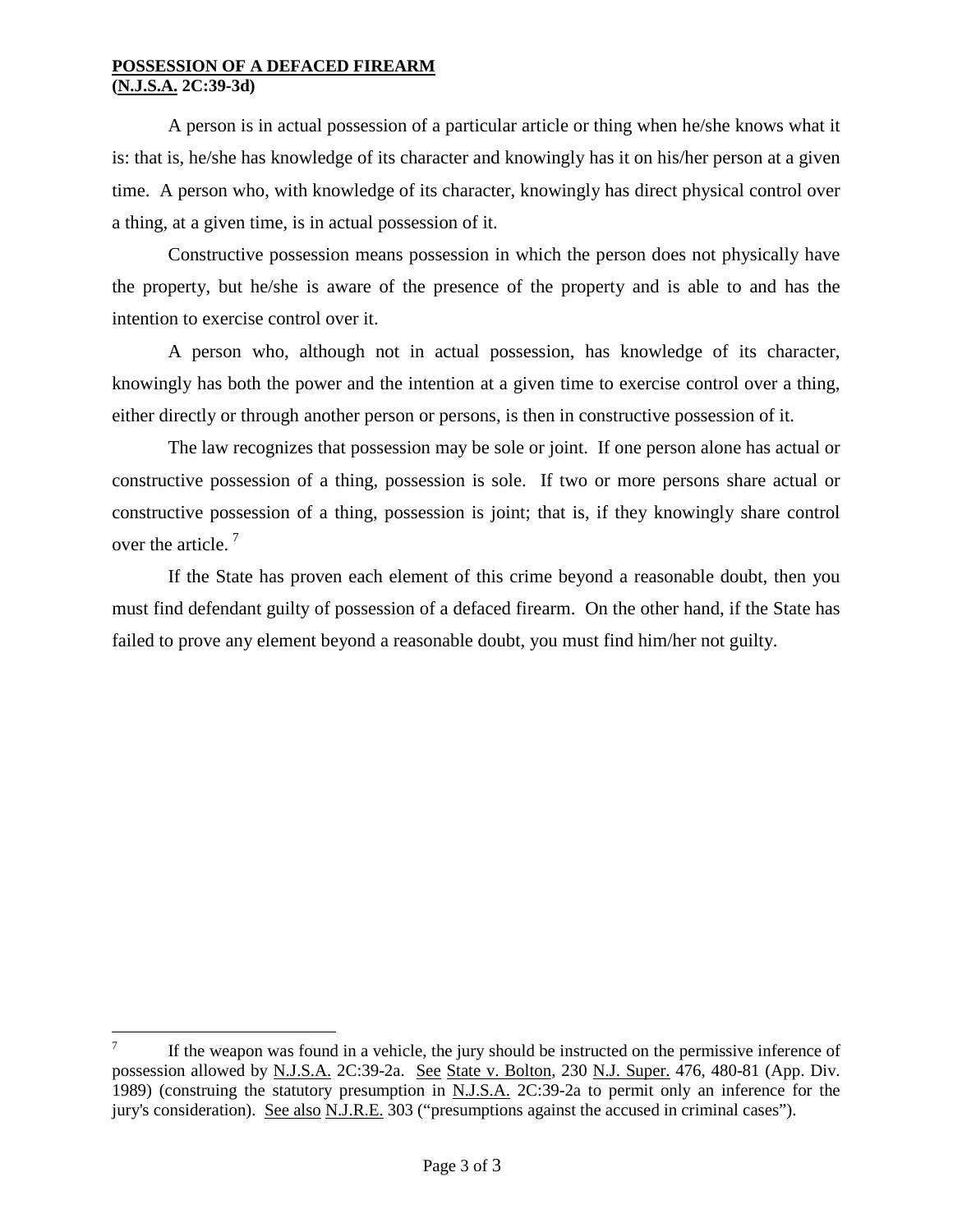**POSSESSION OF A DEFACED FIREARM**
**(N.J.S.A. 2C:39-3d)**

A person is in actual possession of a particular article or thing when he/she knows what it is: that is, he/she has knowledge of its character and knowingly has it on his/her person at a given time. A person who, with knowledge of its character, knowingly has direct physical control over a thing, at a given time, is in actual possession of it.

Constructive possession means possession in which the person does not physically have the property, but he/she is aware of the presence of the property and is able to and has the intention to exercise control over it.

A person who, although not in actual possession, has knowledge of its character, knowingly has both the power and the intention at a given time to exercise control over a thing, either directly or through another person or persons, is then in constructive possession of it.

The law recognizes that possession may be sole or joint. If one person alone has actual or constructive possession of a thing, possession is sole. If two or more persons share actual or constructive possession of a thing, possession is joint; that is, if they knowingly share control over the article. [7]

If the State has proven each element of this crime beyond a reasonable doubt, then you must find defendant guilty of possession of a defaced firearm. On the other hand, if the State has failed to prove any element beyond a reasonable doubt, you must find him/her not guilty.

---

[7] If the weapon was found in a vehicle, the jury should be instructed on the permissive inference of possession allowed by N.J.S.A. 2C:39-2a. See State v. Bolton, 230 N.J. Super. 476, 480-81 (App. Div. 1989) (construing the statutory presumption in N.J.S.A. 2C:39-2a to permit only an inference for the jury's consideration). See also N.J.R.E. 303 ("presumptions against the accused in criminal cases").